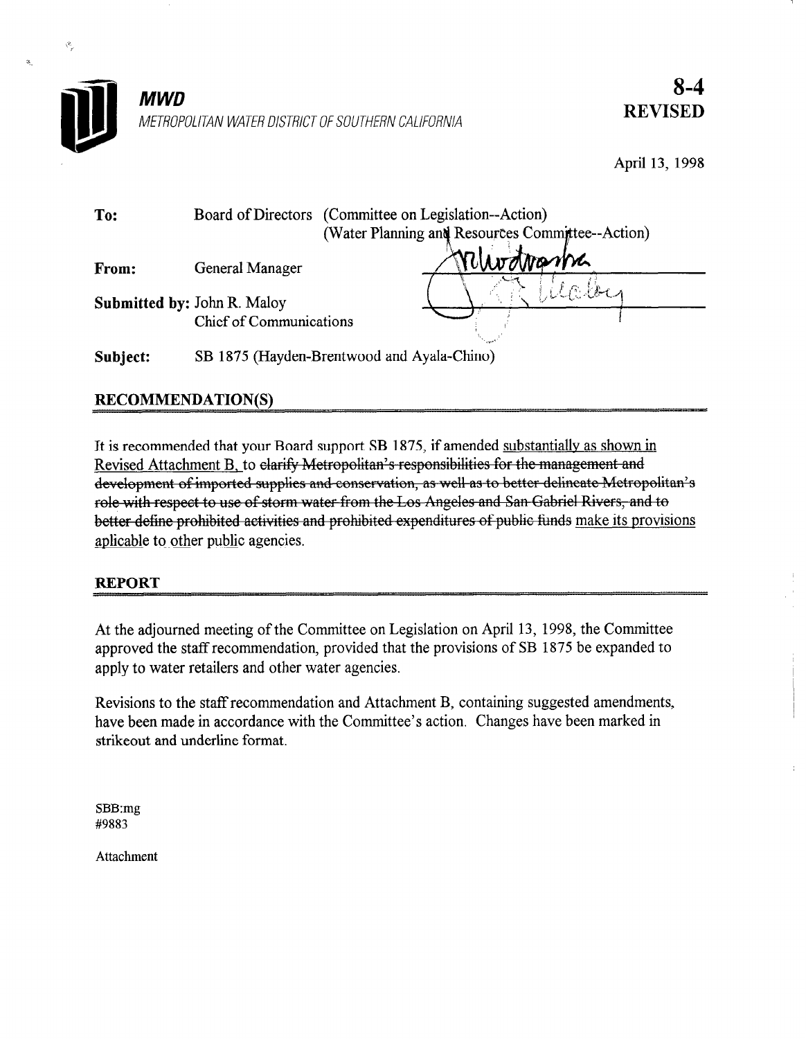**MWD**

METROPOLITAN WATER DISTRICT OF SOUTHERN CALIFORNIA

**8-4**
**REVISED**

April 13, 1998

**To:** Board of Directors (Committee on Legislation--Action)
(Water Planning and Resources Committee--Action)

**From:** General Manager

**Submitted by:** John R. Maloy
Chief of Communications

**Subject:** SB 1875 (Hayden-Brentwood and Ayala-Chino)

## RECOMMENDATION(S)

It is recommended that your Board support SB 1875, if amended <u>substantially as shown in Revised Attachment B,</u> to ~~clarify Metropolitan's responsibilities for the management and development of imported supplies and conservation, as well as to better delineate Metropolitan's role with respect to use of storm water from the Los Angeles and San Gabriel Rivers, and to better define prohibited activities and prohibited expenditures of public funds~~ <u>make its provisions aplicable to other public agencies.</u>

## REPORT

At the adjourned meeting of the Committee on Legislation on April 13, 1998, the Committee approved the staff recommendation, provided that the provisions of SB 1875 be expanded to apply to water retailers and other water agencies.

Revisions to the staff recommendation and Attachment B, containing suggested amendments, have been made in accordance with the Committee's action. Changes have been marked in strikeout and underline format.

SBB:mg
#9883

Attachment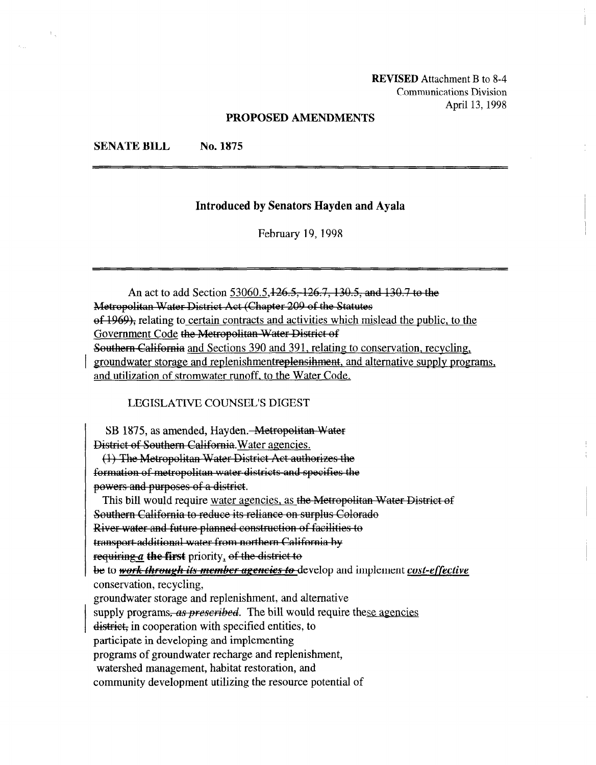**REVISED** Attachment B to 8-4
Communications Division
April 13, 1998

**PROPOSED AMENDMENTS**

**SENATE BILL No. 1875**

**Introduced by Senators Hayden and Ayala**

February 19, 1998

An act to add Section <u>53060.5,</u>~~126.5, 126.7, 130.5, and 130.7 to the Metropolitan Water District Act (Chapter 209 of the Statutes of 1969),~~ relating to <u>certain contracts and activities which mislead the public, to the Government Code</u> ~~the Metropolitan Water District of Southern California~~ <u>and Sections 390 and 391, relating to conservation, recycling, groundwater storage and replenishment</u>~~replensihment~~<u>, and alternative supply programs, and utilization of stromwater runoff, to the Water Code.</u>

LEGISLATIVE COUNSEL'S DIGEST

SB 1875, as amended, Hayden. ~~Metropolitan Water District of Southern California.~~<u>Water agencies.</u>

~~(1) The Metropolitan Water District Act authorizes the formation of metropolitan water districts and specifies the powers and purposes of a district.~~

This bill would require <u>water agencies, as</u> ~~the Metropolitan Water District of Southern California to reduce its reliance on surplus Colorado River water and future planned construction of facilities to transport additional water from northern California by requiring~~ ~~*a*~~ **the first** priority, ~~of the district to be~~ to ~~***work through its member agencies to***~~ develop and implement ***<u>cost-effective</u>*** conservation, recycling, groundwater storage and replenishment, and alternative supply programs~~, *as prescribed*~~. The bill would require the<u>se agencies</u> ~~district,~~ in cooperation with specified entities, to participate in developing and implementing programs of groundwater recharge and replenishment, watershed management, habitat restoration, and community development utilizing the resource potential of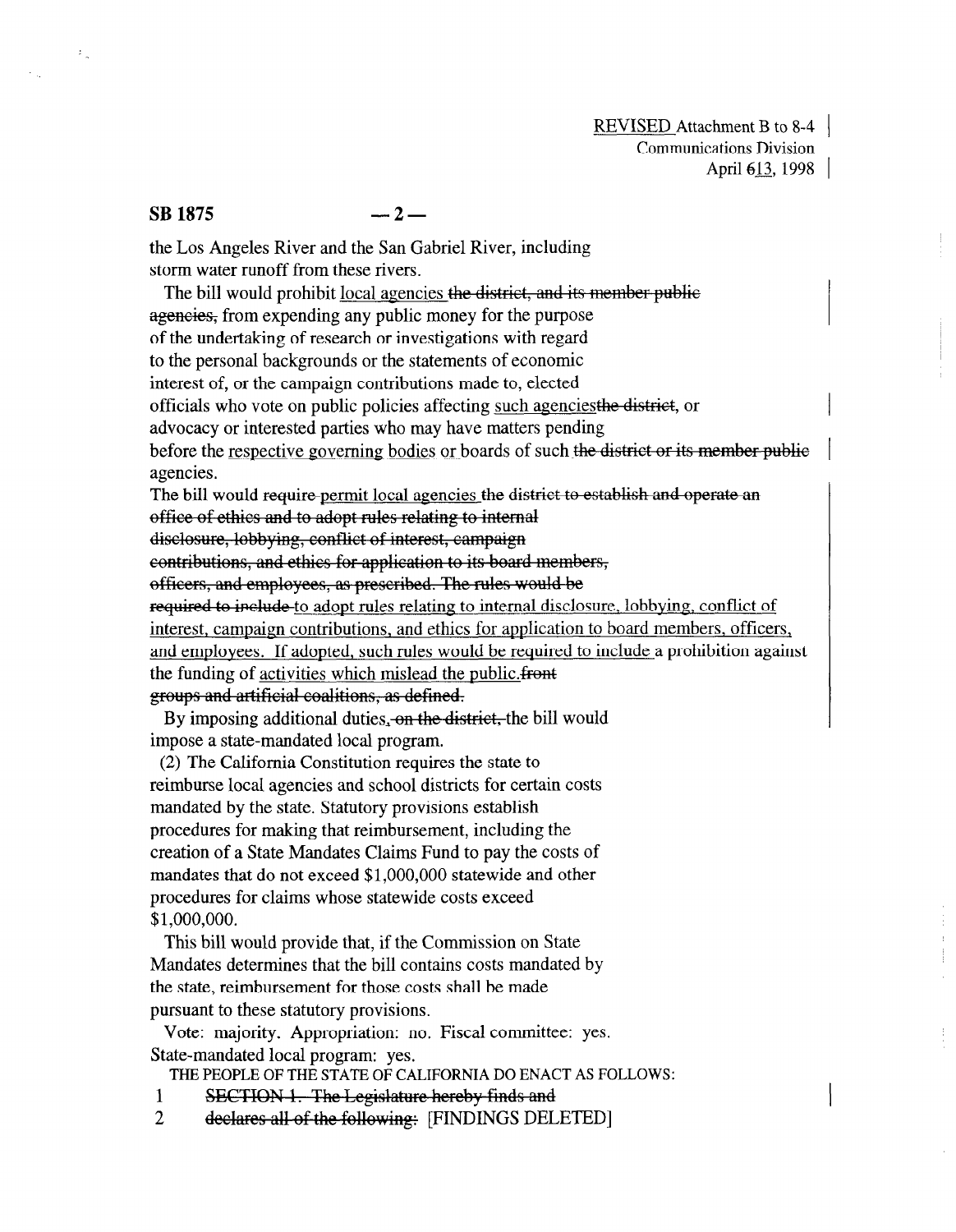the Los Angeles River and the San Gabriel River, including storm water runoff from these rivers.

The bill would prohibit <u>local agencies</u> ~~the district, and its member public agencies,~~ from expending any public money for the purpose of the undertaking of research or investigations with regard to the personal backgrounds or the statements of economic interest of, or the campaign contributions made to, elected officials who vote on public policies affecting <u>such agencies</u>~~the district~~, or advocacy or interested parties who may have matters pending before the <u>respective governing</u> bodies or boards of such ~~the district or its member public~~ agencies.

The bill would ~~require~~ <u>permit local agencies</u> ~~the district to establish and operate an office of ethics and to adopt rules relating to internal disclosure, lobbying, conflict of interest, campaign contributions, and ethics for application to its board members, officers, and employees, as prescribed. The rules would be required to include~~ <u>to adopt rules relating to internal disclosure, lobbying, conflict of interest, campaign contributions, and ethics for application to board members, officers, and employees. If adopted, such rules would be required to include</u> a prohibition against the funding of <u>activities which mislead the public.</u>~~front groups and artificial coalitions, as defined.~~

By imposing additional duties~~, on the district,~~ the bill would impose a state-mandated local program.

(2) The California Constitution requires the state to reimburse local agencies and school districts for certain costs mandated by the state. Statutory provisions establish procedures for making that reimbursement, including the creation of a State Mandates Claims Fund to pay the costs of mandates that do not exceed $1,000,000 statewide and other procedures for claims whose statewide costs exceed $1,000,000.

This bill would provide that, if the Commission on State Mandates determines that the bill contains costs mandated by the state, reimbursement for those costs shall be made pursuant to these statutory provisions.

Vote: majority. Appropriation: no. Fiscal committee: yes. State-mandated local program: yes.

THE PEOPLE OF THE STATE OF CALIFORNIA DO ENACT AS FOLLOWS:

1 ~~SECTION 1. The Legislature hereby finds and~~
2 ~~declares all of the following:~~ [FINDINGS DELETED]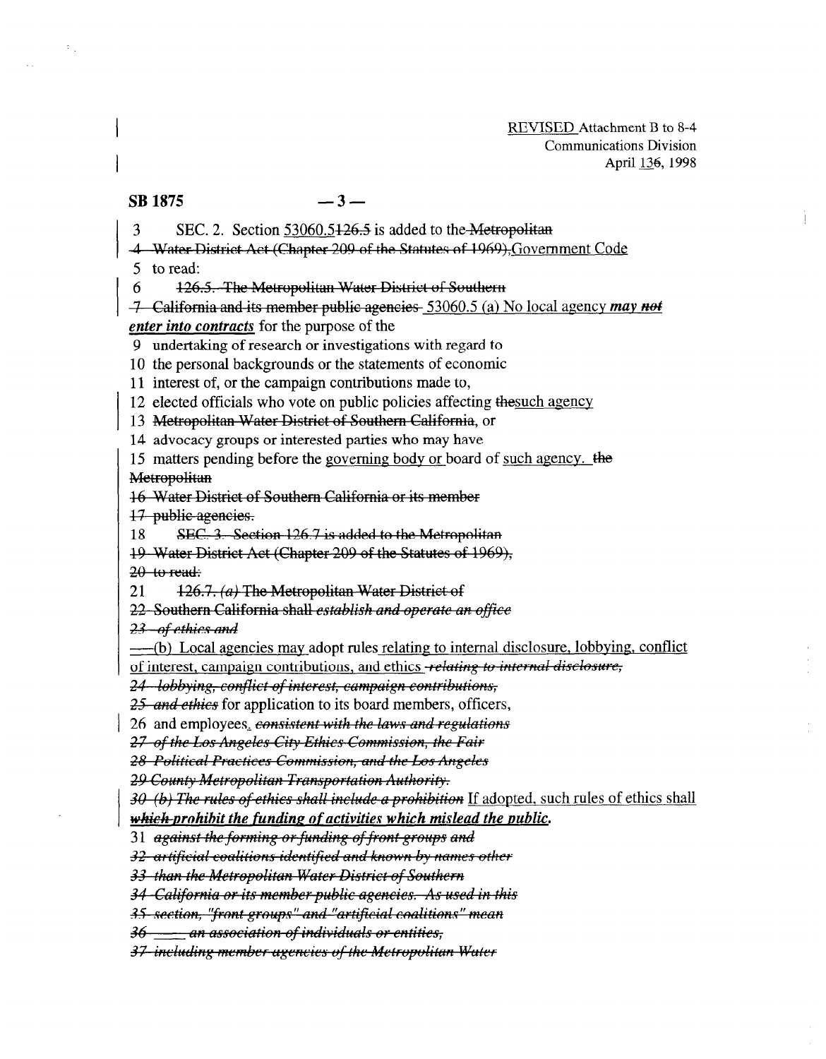REVISED Attachment B to 8-4
Communications Division
April ~~6~~ 13, 1998

**SB 1875 — 3 —**

3 SEC. 2. Section ~~126.5~~ 53060.5 is added to the ~~Metropolitan~~
~~4 Water District Act (Chapter 209 of the Statutes of 1969),~~ Government Code
5 to read:
6 ~~126.5. The Metropolitan Water District of Southern~~
~~7 California and its member public agencies~~ 53060.5 (a) No local agency ***may ~~not~~*** ***enter into contracts*** for the purpose of the
9 undertaking of research or investigations with regard to
10 the personal backgrounds or the statements of economic
11 interest of, or the campaign contributions made to,
12 elected officials who vote on public policies affecting ~~the~~ such agency
13 ~~Metropolitan Water District of Southern California~~, or
14 advocacy groups or interested parties who may have
15 matters pending before the governing body or board of such agency. ~~the Metropolitan~~
~~16 Water District of Southern California or its member~~
~~17 public agencies.~~
~~18 SEC. 3. Section 126.7 is added to the Metropolitan~~
~~19 Water District Act (Chapter 209 of the Statutes of 1969),~~
~~20 to read:~~
21 ~~126.7. (a) The Metropolitan Water District of~~
~~22 Southern California shall~~ ~~*establish and operate an office*~~
~~*23 of ethics and*~~
~~—~~(b) Local agencies may adopt rules relating to internal disclosure, lobbying, conflict of interest, campaign contributions, and ethics ~~*relating to internal disclosure,*~~
~~*24 lobbying, conflict of interest, campaign contributions,*~~
~~*25 and ethics*~~ for application to its board members, officers,
26 and employees. ~~*consistent with the laws and regulations*~~
~~*27 of the Los Angeles City Ethics Commission, the Fair*~~
~~*28 Political Practices Commission, and the Los Angeles*~~
~~*29 County Metropolitan Transportation Authority.*~~
~~*30 (b) The rules of ethics shall include a prohibition*~~ If adopted, such rules of ethics shall ~~***which***~~ ***prohibit the funding of activities which mislead the public.***
31 ~~*against the forming or funding of front groups and*~~
~~*32 artificial coalitions identified and known by names other*~~
~~*33 than the Metropolitan Water District of Southern*~~
~~*34 California or its member public agencies. As used in this*~~
~~*35 section, "front groups" and "artificial coalitions" mean*~~
~~*36 an association of individuals or entities,*~~
~~*37 including member agencies of the Metropolitan Water*~~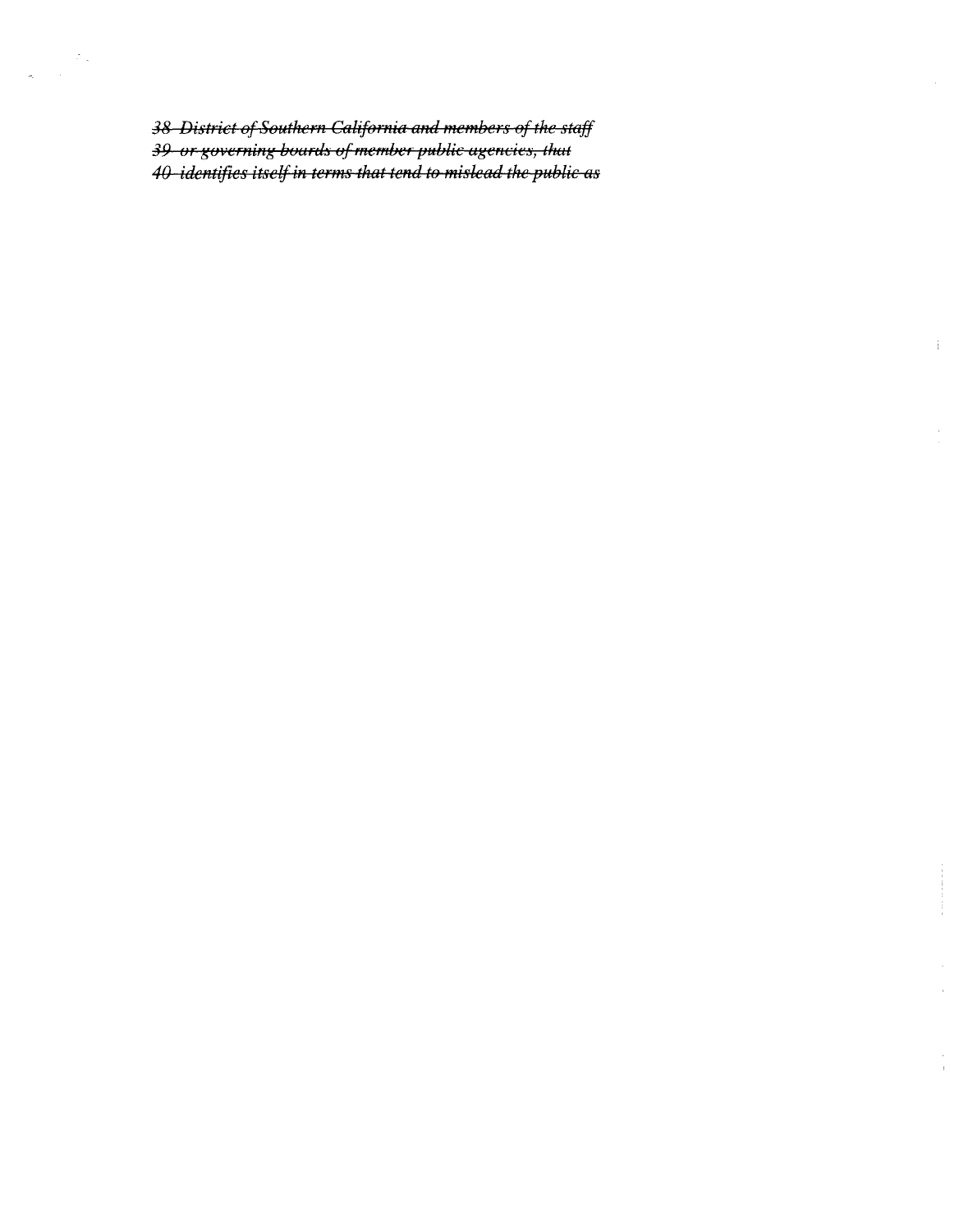*~~38 District of Southern California and members of the staff~~*
*~~39 or governing boards of member public agencies, that~~*
*~~40 identifies itself in terms that tend to mislead the public as~~*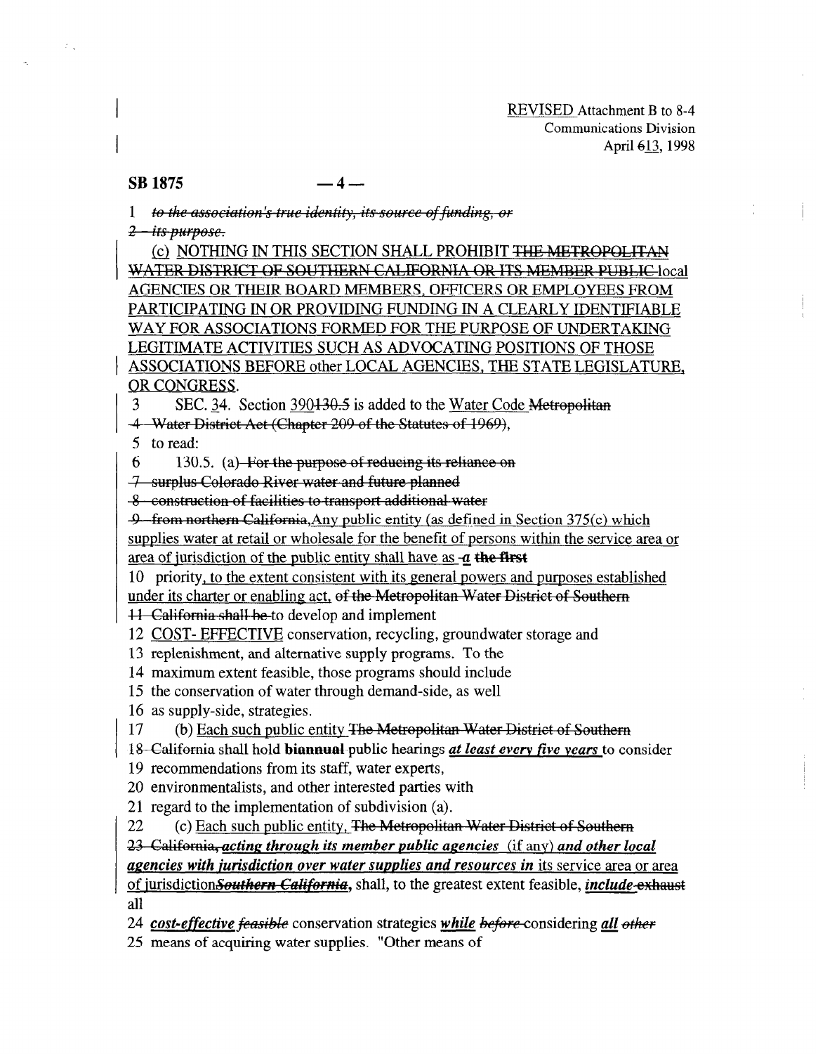REVISED Attachment B to 8-4
Communications Division
April ~~6~~13, 1998

**SB 1875** — 4 —

1 ~~*to the association's true identity, its source of funding, or*~~
~~2 *its purpose.*~~

(c) NOTHING IN THIS SECTION SHALL PROHIBIT ~~THE METROPOLITAN WATER DISTRICT OF SOUTHERN CALIFORNIA OR ITS MEMBER PUBLIC~~ local AGENCIES OR THEIR BOARD MEMBERS, OFFICERS OR EMPLOYEES FROM PARTICIPATING IN OR PROVIDING FUNDING IN A CLEARLY IDENTIFIABLE WAY FOR ASSOCIATIONS FORMED FOR THE PURPOSE OF UNDERTAKING LEGITIMATE ACTIVITIES SUCH AS ADVOCATING POSITIONS OF THOSE ASSOCIATIONS BEFORE other LOCAL AGENCIES, THE STATE LEGISLATURE, OR CONGRESS.

3 SEC. 3~~4~~. Section 390~~130.5~~ is added to the Water Code ~~Metropolitan~~
~~4 Water District Act (Chapter 209 of the Statutes of 1969),~~
5 to read:
6 130.5. (a) ~~For the purpose of reducing its reliance on~~
~~7 surplus Colorado River water and future planned~~
~~8 construction of facilities to transport additional water~~
~~9 from northern California,~~Any public entity (as defined in Section 375(c) which supplies water at retail or wholesale for the benefit of persons within the service area or area of jurisdiction of the public entity shall have as ~~-~~*a* ~~**the first**~~
10 priority, to the extent consistent with its general powers and purposes established under its charter or enabling act, ~~of the Metropolitan Water District of Southern~~
~~11 California shall be~~ to develop and implement
12 COST- EFFECTIVE conservation, recycling, groundwater storage and
13 replenishment, and alternative supply programs. To the
14 maximum extent feasible, those programs should include
15 the conservation of water through demand-side, as well
16 as supply-side, strategies.
17 (b) Each such public entity ~~The Metropolitan Water District of Southern~~
~~18 California~~ shall hold ~~**biannual**~~ public hearings ***at least every five years*** to consider
19 recommendations from its staff, water experts,
20 environmentalists, and other interested parties with
21 regard to the implementation of subdivision (a).
22 (c) Each such public entity, ~~The Metropolitan Water District of Southern~~
~~23 California,~~ ***acting through its member public agencies*** (if any) ***and other local agencies with jurisdiction over water supplies and resources in*** its service area or area of jurisdiction~~***Southern California***~~, shall, to the greatest extent feasible, ***include*** ~~exhaust~~ all
24 ***cost-effective*** ~~*feasible*~~ conservation strategies ***while*** ~~*before*~~ considering ***all*** ~~*other*~~
25 means of acquiring water supplies. "Other means of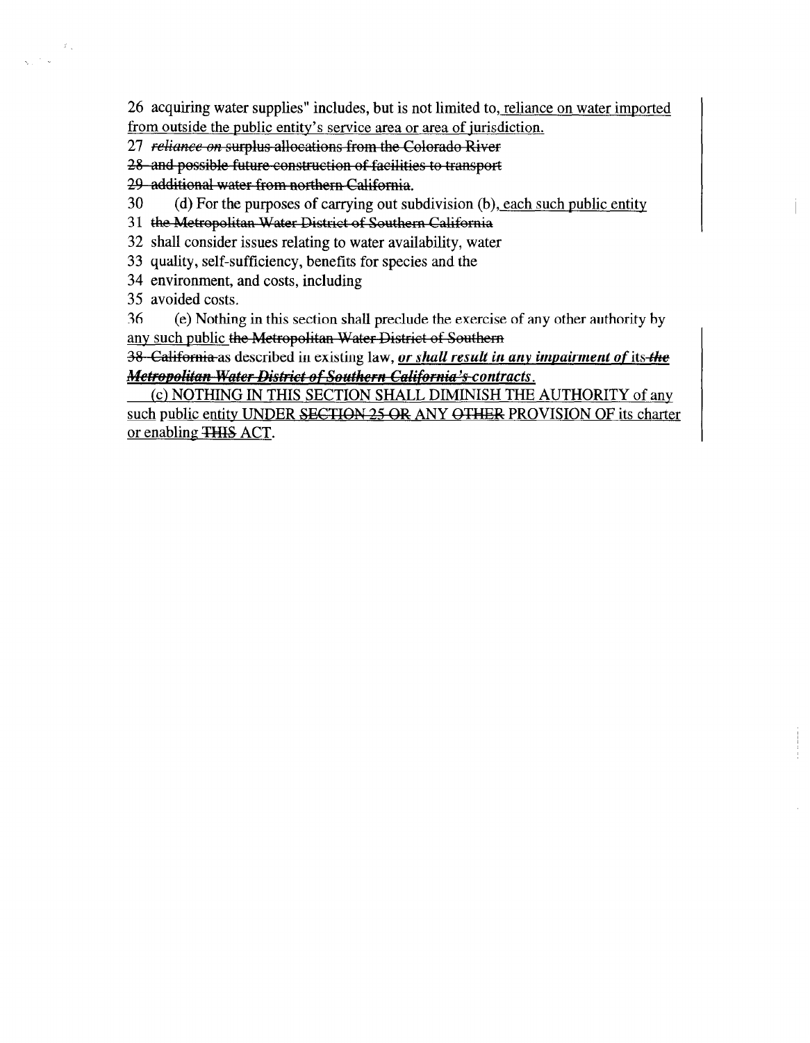26 acquiring water supplies" includes, but is not limited to, reliance on water imported from outside the public entity's service area or area of jurisdiction.

27 ~~*reliance on* surplus allocations from the Colorado River~~

~~28 and possible future construction of facilities to transport~~

~~29 additional water from northern California.~~

30 (d) For the purposes of carrying out subdivision (b), each such public entity

31 ~~the Metropolitan Water District of Southern California~~

32 shall consider issues relating to water availability, water

33 quality, self-sufficiency, benefits for species and the

34 environment, and costs, including

35 avoided costs.

36 (e) Nothing in this section shall preclude the exercise of any other authority by any such public ~~the Metropolitan Water District of Southern~~

~~38 California~~ as described in existing law, ***or shall result in any impairment of*** *its* ~~***the Metropolitan Water District of Southern California's***~~ ***contracts***.

(c) NOTHING IN THIS SECTION SHALL DIMINISH THE AUTHORITY of any such public entity UNDER ~~SECTION 25 OR~~ ANY ~~OTHER~~ PROVISION OF its charter or enabling ~~THIS~~ ACT.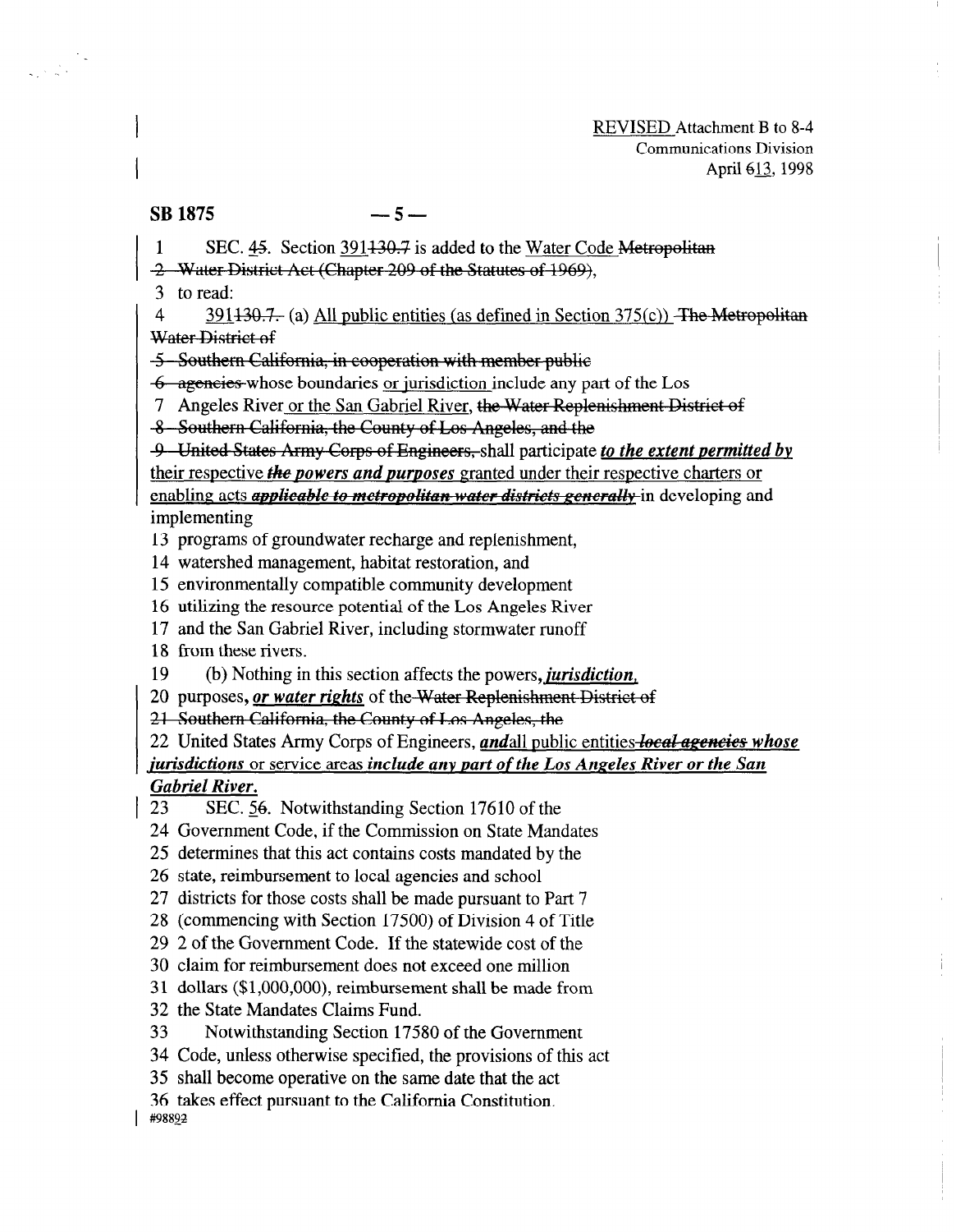REVISED Attachment B to 8-4
Communications Division
April 613, 1998

**SB 1875** — 5 —

1 SEC. 45. Section 391130.7 is added to the Water Code ~~Metropolitan~~
~~2 Water District Act (Chapter 209 of the Statutes of 1969)~~,
3 to read:
4 391130.7. (a) All public entities (as defined in Section 375(c)) ~~The Metropolitan Water District of~~
~~5 Southern California, in cooperation with member public~~
~~6 agencies~~ whose boundaries or jurisdiction include any part of the Los
7 Angeles River or the San Gabriel River, ~~the Water Replenishment District of~~
~~8 Southern California, the County of Los Angeles, and the~~
~~9 United States Army Corps of Engineers,~~ shall participate ***to the extent permitted by*** their respective ~~*the*~~ ***powers and purposes*** granted under their respective charters or enabling acts ~~***applicable to metropolitan water districts generally***~~ in developing and implementing
13 programs of groundwater recharge and replenishment,
14 watershed management, habitat restoration, and
15 environmentally compatible community development
16 utilizing the resource potential of the Los Angeles River
17 and the San Gabriel River, including stormwater runoff
18 from these rivers.
19 (b) Nothing in this section affects the powers, ***jurisdiction,***
20 purposes, ***or water rights*** of the ~~Water Replenishment District of~~
~~21 Southern California, the County of Los Angeles, the~~
22 United States Army Corps of Engineers, ~~***and***~~all public entities ~~***local agencies***~~ ***whose jurisdictions*** or service areas ***include any part of the Los Angeles River or the San Gabriel River.***
23 SEC. 56. Notwithstanding Section 17610 of the
24 Government Code, if the Commission on State Mandates
25 determines that this act contains costs mandated by the
26 state, reimbursement to local agencies and school
27 districts for those costs shall be made pursuant to Part 7
28 (commencing with Section 17500) of Division 4 of Title
29 2 of the Government Code. If the statewide cost of the
30 claim for reimbursement does not exceed one million
31 dollars ($1,000,000), reimbursement shall be made from
32 the State Mandates Claims Fund.
33 Notwithstanding Section 17580 of the Government
34 Code, unless otherwise specified, the provisions of this act
35 shall become operative on the same date that the act
36 takes effect pursuant to the California Constitution.

#98892